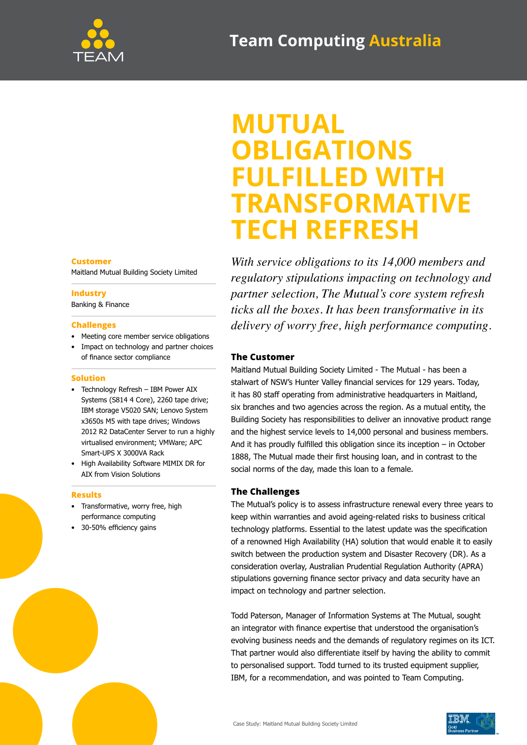# MUTUAL OBLIGATIONS FULFILLED WITH TRANSFORMATIVE TECH REFRESH

*With service obligations to its 14,000 members and regulatory stipulations impacting on technology and partner selection, The Mutual's core system refresh ticks all the boxes. It has been transformative in its delivery of worry free, high performance computing.*

**Customer**
Maitland Mutual Building Society Limited

**Industry**
Banking & Finance

**Challenges**
- Meeting core member service obligations
- Impact on technology and partner choices of finance sector compliance

**Solution**
- Technology Refresh – IBM Power AIX Systems (S814 4 Core), 2260 tape drive; IBM storage V5020 SAN; Lenovo System x3650s M5 with tape drives; Windows 2012 R2 DataCenter Server to run a highly virtualised environment; VMWare; APC Smart-UPS X 3000VA Rack
- High Availability Software MIMIX DR for AIX from Vision Solutions

**Results**
- Transformative, worry free, high performance computing
- 30-50% efficiency gains

## The Customer

Maitland Mutual Building Society Limited - The Mutual - has been a stalwart of NSW's Hunter Valley financial services for 129 years. Today, it has 80 staff operating from administrative headquarters in Maitland, six branches and two agencies across the region. As a mutual entity, the Building Society has responsibilities to deliver an innovative product range and the highest service levels to 14,000 personal and business members. And it has proudly fulfilled this obligation since its inception – in October 1888, The Mutual made their first housing loan, and in contrast to the social norms of the day, made this loan to a female.

## The Challenges

The Mutual's policy is to assess infrastructure renewal every three years to keep within warranties and avoid ageing-related risks to business critical technology platforms. Essential to the latest update was the specification of a renowned High Availability (HA) solution that would enable it to easily switch between the production system and Disaster Recovery (DR). As a consideration overlay, Australian Prudential Regulation Authority (APRA) stipulations governing finance sector privacy and data security have an impact on technology and partner selection.

Todd Paterson, Manager of Information Systems at The Mutual, sought an integrator with finance expertise that understood the organisation's evolving business needs and the demands of regulatory regimes on its ICT. That partner would also differentiate itself by having the ability to commit to personalised support. Todd turned to its trusted equipment supplier, IBM, for a recommendation, and was pointed to Team Computing.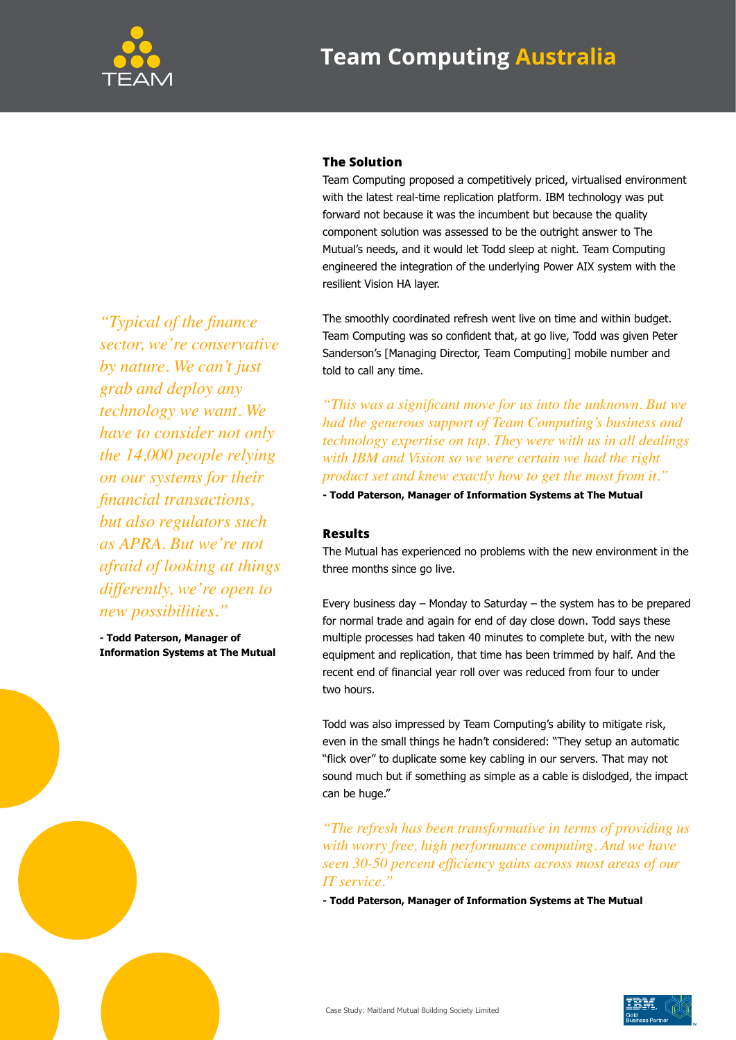> *"Typical of the finance sector, we're conservative by nature. We can't just grab and deploy any technology we want. We have to consider not only the 14,000 people relying on our systems for their financial transactions, but also regulators such as APRA. But we're not afraid of looking at things differently, we're open to new possibilities."*
>
> **- Todd Paterson, Manager of Information Systems at The Mutual**

### The Solution

Team Computing proposed a competitively priced, virtualised environment with the latest real-time replication platform. IBM technology was put forward not because it was the incumbent but because the quality component solution was assessed to be the outright answer to The Mutual's needs, and it would let Todd sleep at night. Team Computing engineered the integration of the underlying Power AIX system with the resilient Vision HA layer.

The smoothly coordinated refresh went live on time and within budget. Team Computing was so confident that, at go live, Todd was given Peter Sanderson's [Managing Director, Team Computing] mobile number and told to call any time.

> *"This was a significant move for us into the unknown. But we had the generous support of Team Computing's business and technology expertise on tap. They were with us in all dealings with IBM and Vision so we were certain we had the right product set and knew exactly how to get the most from it."*
>
> **- Todd Paterson, Manager of Information Systems at The Mutual**

### Results

The Mutual has experienced no problems with the new environment in the three months since go live.

Every business day – Monday to Saturday – the system has to be prepared for normal trade and again for end of day close down. Todd says these multiple processes had taken 40 minutes to complete but, with the new equipment and replication, that time has been trimmed by half. And the recent end of financial year roll over was reduced from four to under two hours.

Todd was also impressed by Team Computing's ability to mitigate risk, even in the small things he hadn't considered: "They setup an automatic "flick over" to duplicate some key cabling in our servers. That may not sound much but if something as simple as a cable is dislodged, the impact can be huge."

> *"The refresh has been transformative in terms of providing us with worry free, high performance computing. And we have seen 30-50 percent efficiency gains across most areas of our IT service."*
>
> **- Todd Paterson, Manager of Information Systems at The Mutual**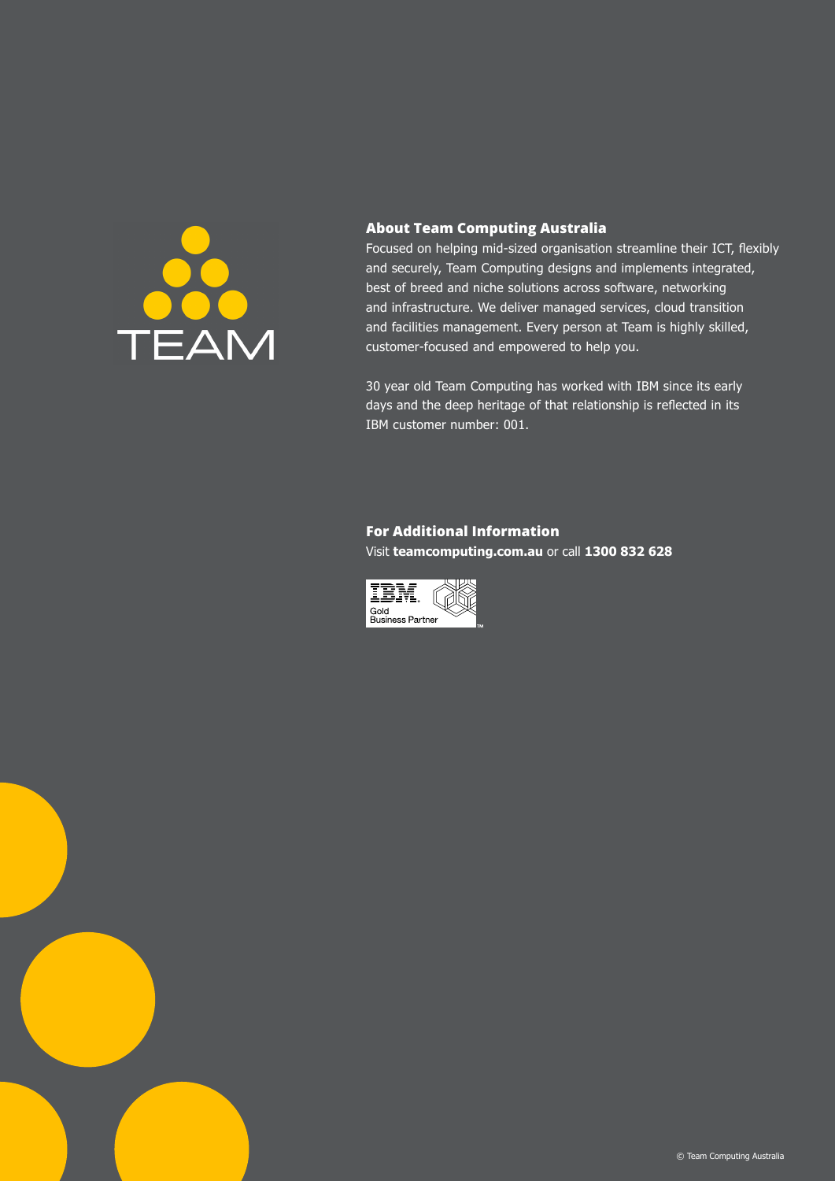TEAM

## About Team Computing Australia

Focused on helping mid-sized organisation streamline their ICT, flexibly and securely, Team Computing designs and implements integrated, best of breed and niche solutions across software, networking and infrastructure. We deliver managed services, cloud transition and facilities management. Every person at Team is highly skilled, customer-focused and empowered to help you.

30 year old Team Computing has worked with IBM since its early days and the deep heritage of that relationship is reflected in its IBM customer number: 001.

## For Additional Information

Visit **teamcomputing.com.au** or call **1300 832 628**

IBM Gold Business Partner

© Team Computing Australia